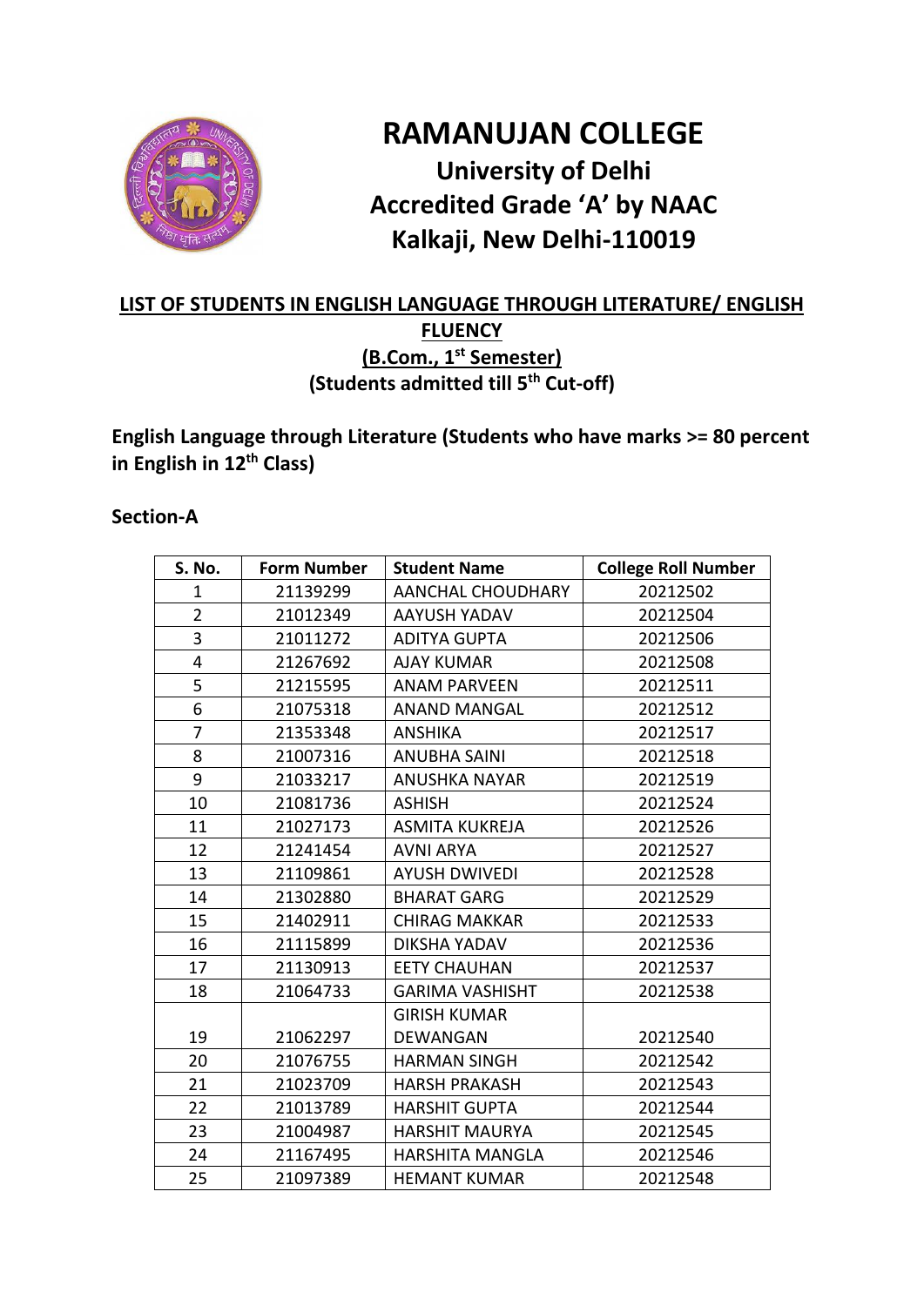# RAMANUJAN COLLEGE

## University of Delhi
## Accredited Grade 'A' by NAAC
## Kalkaji, New Delhi-110019

### LIST OF STUDENTS IN ENGLISH LANGUAGE THROUGH LITERATURE/ ENGLISH FLUENCY

### (B.Com., 1st Semester)

### (Students admitted till 5th Cut-off)

**English Language through Literature (Students who have marks >= 80 percent in English in 12th Class)**

**Section-A**

| S. No. | Form Number | Student Name | College Roll Number |
|---|---|---|---|
| 1 | 21139299 | AANCHAL CHOUDHARY | 20212502 |
| 2 | 21012349 | AAYUSH YADAV | 20212504 |
| 3 | 21011272 | ADITYA GUPTA | 20212506 |
| 4 | 21267692 | AJAY KUMAR | 20212508 |
| 5 | 21215595 | ANAM PARVEEN | 20212511 |
| 6 | 21075318 | ANAND MANGAL | 20212512 |
| 7 | 21353348 | ANSHIKA | 20212517 |
| 8 | 21007316 | ANUBHA SAINI | 20212518 |
| 9 | 21033217 | ANUSHKA NAYAR | 20212519 |
| 10 | 21081736 | ASHISH | 20212524 |
| 11 | 21027173 | ASMITA KUKREJA | 20212526 |
| 12 | 21241454 | AVNI ARYA | 20212527 |
| 13 | 21109861 | AYUSH DWIVEDI | 20212528 |
| 14 | 21302880 | BHARAT GARG | 20212529 |
| 15 | 21402911 | CHIRAG MAKKAR | 20212533 |
| 16 | 21115899 | DIKSHA YADAV | 20212536 |
| 17 | 21130913 | EETY CHAUHAN | 20212537 |
| 18 | 21064733 | GARIMA VASHISHT | 20212538 |
| 19 | 21062297 | GIRISH KUMAR DEWANGAN | 20212540 |
| 20 | 21076755 | HARMAN SINGH | 20212542 |
| 21 | 21023709 | HARSH PRAKASH | 20212543 |
| 22 | 21013789 | HARSHIT GUPTA | 20212544 |
| 23 | 21004987 | HARSHIT MAURYA | 20212545 |
| 24 | 21167495 | HARSHITA MANGLA | 20212546 |
| 25 | 21097389 | HEMANT KUMAR | 20212548 |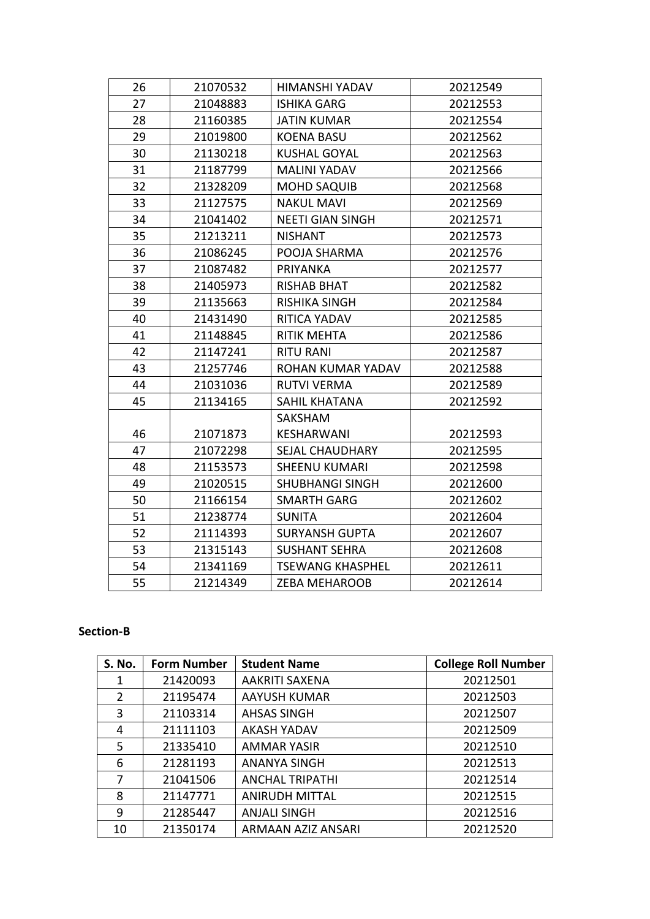| | | | |
|---|---|---|---|
| 26 | 21070532 | HIMANSHI YADAV | 20212549 |
| 27 | 21048883 | ISHIKA GARG | 20212553 |
| 28 | 21160385 | JATIN KUMAR | 20212554 |
| 29 | 21019800 | KOENA BASU | 20212562 |
| 30 | 21130218 | KUSHAL GOYAL | 20212563 |
| 31 | 21187799 | MALINI YADAV | 20212566 |
| 32 | 21328209 | MOHD SAQUIB | 20212568 |
| 33 | 21127575 | NAKUL MAVI | 20212569 |
| 34 | 21041402 | NEETI GIAN SINGH | 20212571 |
| 35 | 21213211 | NISHANT | 20212573 |
| 36 | 21086245 | POOJA SHARMA | 20212576 |
| 37 | 21087482 | PRIYANKA | 20212577 |
| 38 | 21405973 | RISHAB BHAT | 20212582 |
| 39 | 21135663 | RISHIKA SINGH | 20212584 |
| 40 | 21431490 | RITICA YADAV | 20212585 |
| 41 | 21148845 | RITIK MEHTA | 20212586 |
| 42 | 21147241 | RITU RANI | 20212587 |
| 43 | 21257746 | ROHAN KUMAR YADAV | 20212588 |
| 44 | 21031036 | RUTVI VERMA | 20212589 |
| 45 | 21134165 | SAHIL KHATANA | 20212592 |
| 46 | 21071873 | SAKSHAM KESHARWANI | 20212593 |
| 47 | 21072298 | SEJAL CHAUDHARY | 20212595 |
| 48 | 21153573 | SHEENU KUMARI | 20212598 |
| 49 | 21020515 | SHUBHANGI SINGH | 20212600 |
| 50 | 21166154 | SMARTH GARG | 20212602 |
| 51 | 21238774 | SUNITA | 20212604 |
| 52 | 21114393 | SURYANSH GUPTA | 20212607 |
| 53 | 21315143 | SUSHANT SEHRA | 20212608 |
| 54 | 21341169 | TSEWANG KHASPHEL | 20212611 |
| 55 | 21214349 | ZEBA MEHAROOB | 20212614 |

**Section-B**

| S. No. | Form Number | Student Name | College Roll Number |
|---|---|---|---|
| 1 | 21420093 | AAKRITI SAXENA | 20212501 |
| 2 | 21195474 | AAYUSH KUMAR | 20212503 |
| 3 | 21103314 | AHSAS SINGH | 20212507 |
| 4 | 21111103 | AKASH YADAV | 20212509 |
| 5 | 21335410 | AMMAR YASIR | 20212510 |
| 6 | 21281193 | ANANYA SINGH | 20212513 |
| 7 | 21041506 | ANCHAL TRIPATHI | 20212514 |
| 8 | 21147771 | ANIRUDH MITTAL | 20212515 |
| 9 | 21285447 | ANJALI SINGH | 20212516 |
| 10 | 21350174 | ARMAAN AZIZ ANSARI | 20212520 |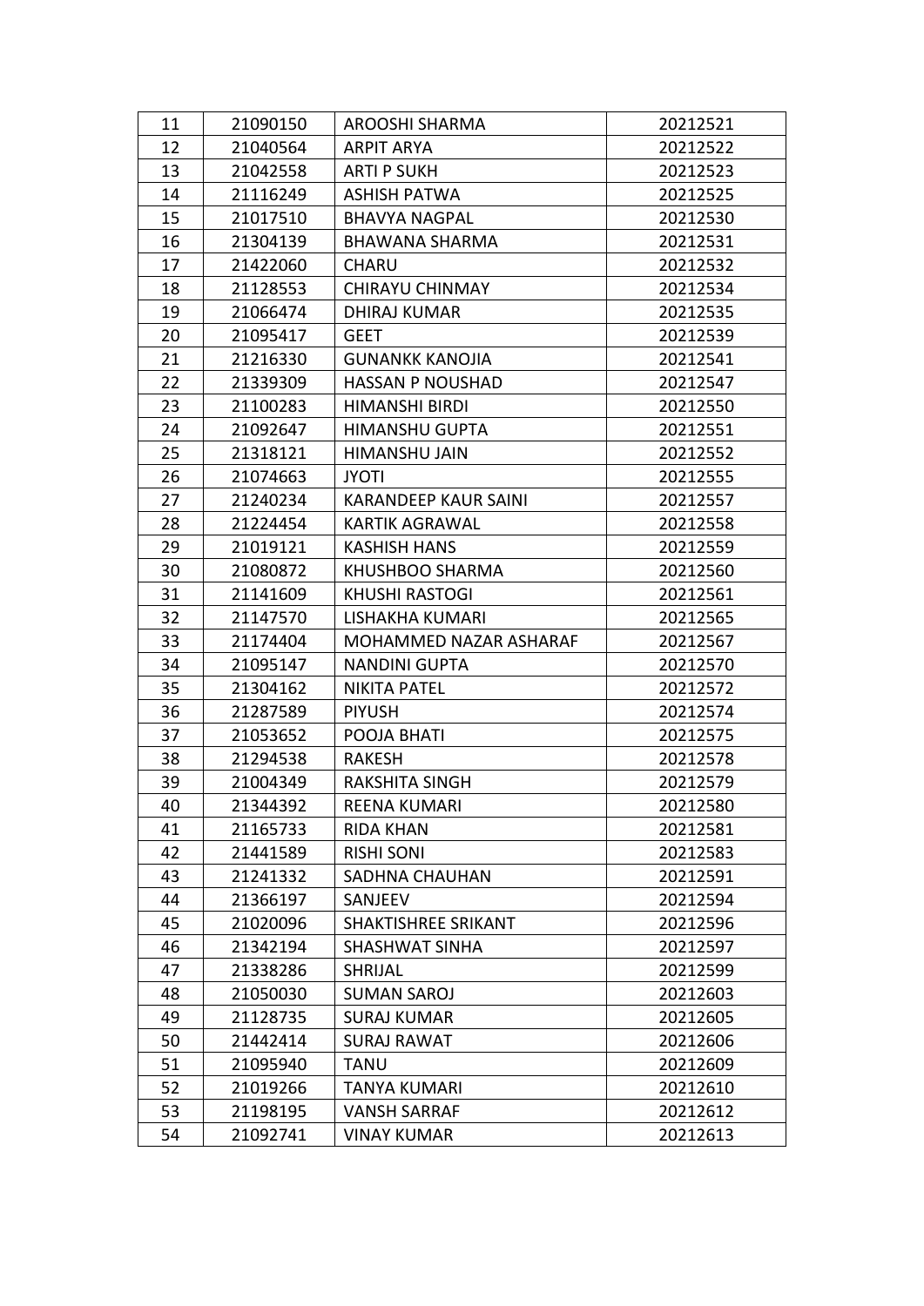| 11 | 21090150 | AROOSHI SHARMA | 20212521 |
|---|---|---|---|
| 12 | 21040564 | ARPIT ARYA | 20212522 |
| 13 | 21042558 | ARTI P SUKH | 20212523 |
| 14 | 21116249 | ASHISH PATWA | 20212525 |
| 15 | 21017510 | BHAVYA NAGPAL | 20212530 |
| 16 | 21304139 | BHAWANA SHARMA | 20212531 |
| 17 | 21422060 | CHARU | 20212532 |
| 18 | 21128553 | CHIRAYU CHINMAY | 20212534 |
| 19 | 21066474 | DHIRAJ KUMAR | 20212535 |
| 20 | 21095417 | GEET | 20212539 |
| 21 | 21216330 | GUNANKK KANOJIA | 20212541 |
| 22 | 21339309 | HASSAN P NOUSHAD | 20212547 |
| 23 | 21100283 | HIMANSHI BIRDI | 20212550 |
| 24 | 21092647 | HIMANSHU GUPTA | 20212551 |
| 25 | 21318121 | HIMANSHU JAIN | 20212552 |
| 26 | 21074663 | JYOTI | 20212555 |
| 27 | 21240234 | KARANDEEP KAUR SAINI | 20212557 |
| 28 | 21224454 | KARTIK AGRAWAL | 20212558 |
| 29 | 21019121 | KASHISH HANS | 20212559 |
| 30 | 21080872 | KHUSHBOO SHARMA | 20212560 |
| 31 | 21141609 | KHUSHI RASTOGI | 20212561 |
| 32 | 21147570 | LISHAKHA KUMARI | 20212565 |
| 33 | 21174404 | MOHAMMED NAZAR ASHARAF | 20212567 |
| 34 | 21095147 | NANDINI GUPTA | 20212570 |
| 35 | 21304162 | NIKITA PATEL | 20212572 |
| 36 | 21287589 | PIYUSH | 20212574 |
| 37 | 21053652 | POOJA BHATI | 20212575 |
| 38 | 21294538 | RAKESH | 20212578 |
| 39 | 21004349 | RAKSHITA SINGH | 20212579 |
| 40 | 21344392 | REENA KUMARI | 20212580 |
| 41 | 21165733 | RIDA KHAN | 20212581 |
| 42 | 21441589 | RISHI SONI | 20212583 |
| 43 | 21241332 | SADHNA CHAUHAN | 20212591 |
| 44 | 21366197 | SANJEEV | 20212594 |
| 45 | 21020096 | SHAKTISHREE SRIKANT | 20212596 |
| 46 | 21342194 | SHASHWAT SINHA | 20212597 |
| 47 | 21338286 | SHRIJAL | 20212599 |
| 48 | 21050030 | SUMAN SAROJ | 20212603 |
| 49 | 21128735 | SURAJ KUMAR | 20212605 |
| 50 | 21442414 | SURAJ RAWAT | 20212606 |
| 51 | 21095940 | TANU | 20212609 |
| 52 | 21019266 | TANYA KUMARI | 20212610 |
| 53 | 21198195 | VANSH SARRAF | 20212612 |
| 54 | 21092741 | VINAY KUMAR | 20212613 |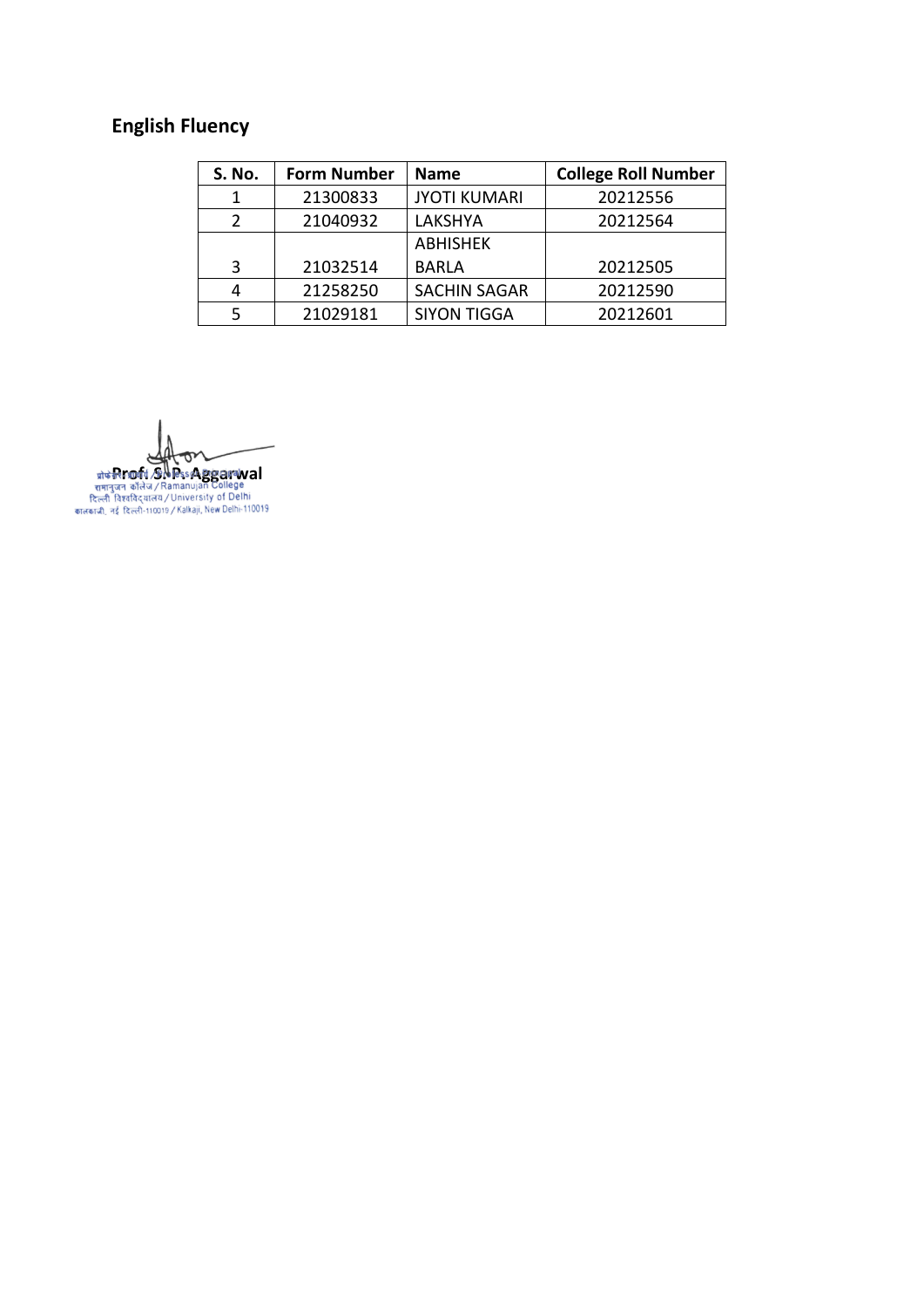## English Fluency

| S. No. | Form Number | Name | College Roll Number |
|---|---|---|---|
| 1 | 21300833 | JYOTI KUMARI | 20212556 |
| 2 | 21040932 | LAKSHYA | 20212564 |
| 3 | 21032514 | ABHISHEK BARLA | 20212505 |
| 4 | 21258250 | SACHIN SAGAR | 20212590 |
| 5 | 21029181 | SIYON TIGGA | 20212601 |

**Prof. S. P. Aggarwal**

रामानुजन कॉलेज / Ramanujan College
दिल्ली विश्वविद्यालय / University of Delhi
कालकाजी, नई दिल्ली-110019 / Kalkaji, New Delhi-110019